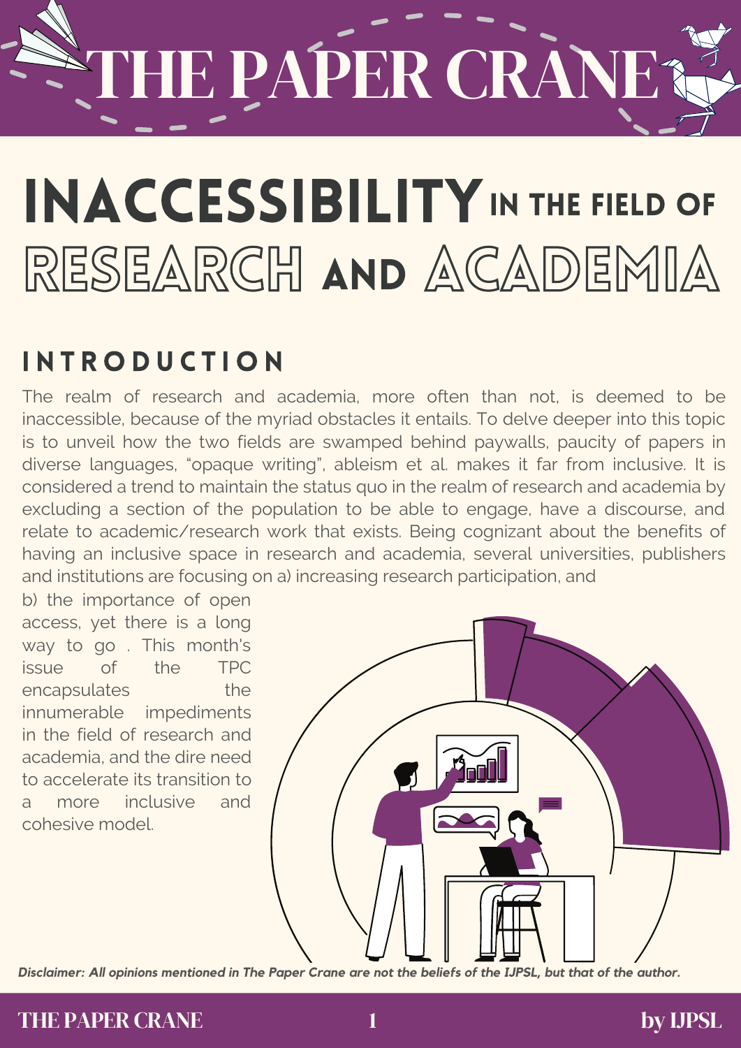# THE PAPER CRANE

## INACCESSIBILITY IN THE FIELD OF RESEARCH AND ACADEMIA

### INTRODUCTION

The realm of research and academia, more often than not, is deemed to be inaccessible, because of the myriad obstacles it entails. To delve deeper into this topic is to unveil how the two fields are swamped behind paywalls, paucity of papers in diverse languages, "opaque writing", ableism et al. makes it far from inclusive. It is considered a trend to maintain the status quo in the realm of research and academia by excluding a section of the population to be able to engage, have a discourse, and relate to academic/research work that exists. Being cognizant about the benefits of having an inclusive space in research and academia, several universities, publishers and institutions are focusing on a) increasing research participation, and b) the importance of open access, yet there is a long way to go . This month's issue of the TPC encapsulates the innumerable impediments in the field of research and academia, and the dire need to accelerate its transition to a more inclusive and cohesive model.

*Disclaimer: All opinions mentioned in The Paper Crane are not the beliefs of the IJPSL, but that of the author.*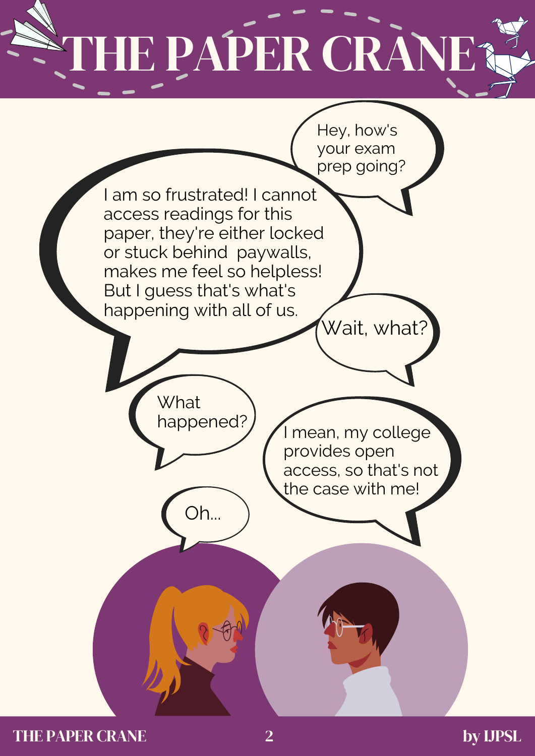# THE PAPER CRANE

Hey, how's your exam prep going?

I am so frustrated! I cannot access readings for this paper, they're either locked or stuck behind paywalls, makes me feel so helpless! But I guess that's what's happening with all of us.

Wait, what?

What happened?

I mean, my college provides open access, so that's not the case with me!

Oh...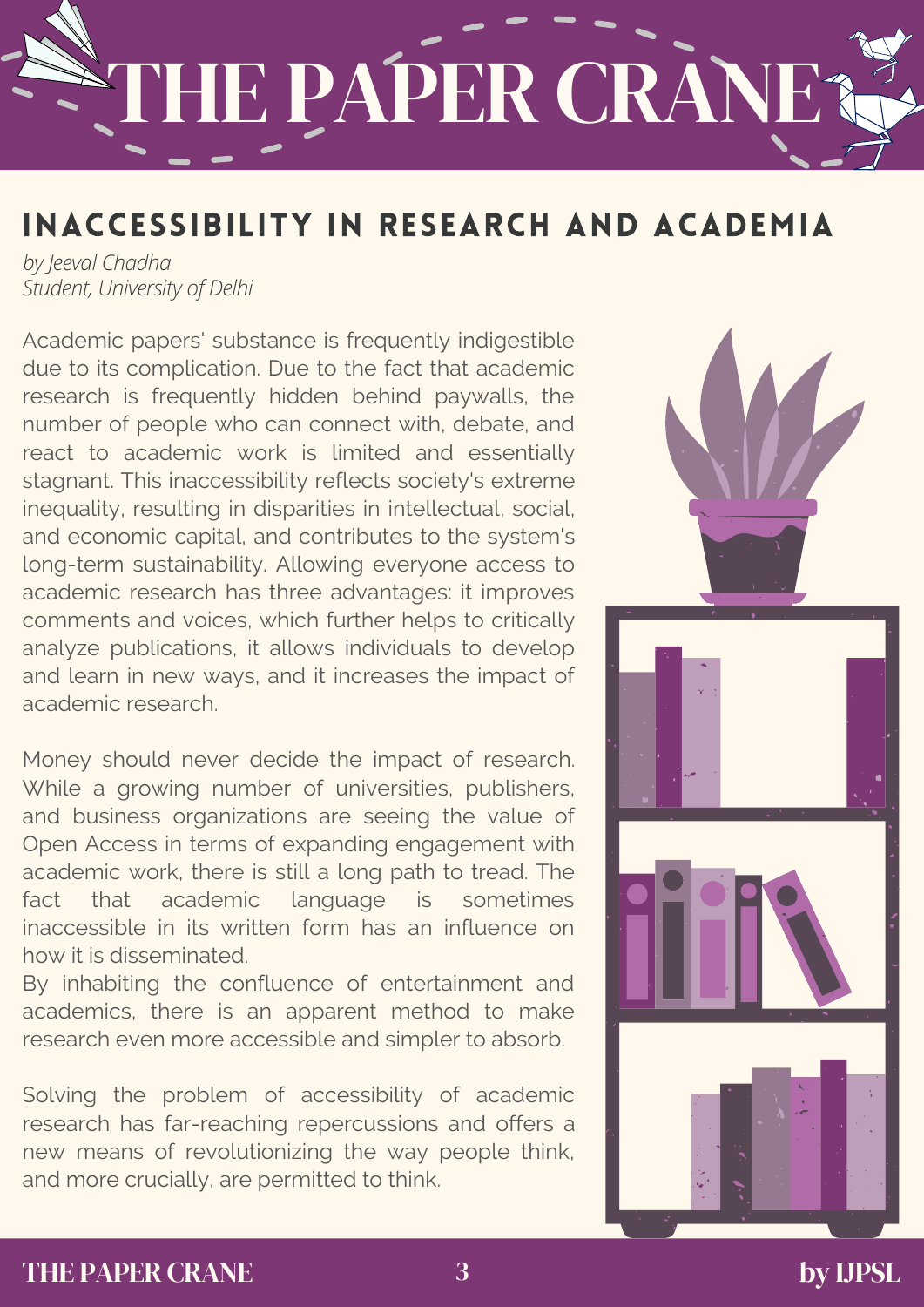## INACCESSIBILITY IN RESEARCH AND ACADEMIA

*by Jeeval Chadha*
*Student, University of Delhi*

Academic papers' substance is frequently indigestible due to its complication. Due to the fact that academic research is frequently hidden behind paywalls, the number of people who can connect with, debate, and react to academic work is limited and essentially stagnant. This inaccessibility reflects society's extreme inequality, resulting in disparities in intellectual, social, and economic capital, and contributes to the system's long-term sustainability. Allowing everyone access to academic research has three advantages: it improves comments and voices, which further helps to critically analyze publications, it allows individuals to develop and learn in new ways, and it increases the impact of academic research.

Money should never decide the impact of research. While a growing number of universities, publishers, and business organizations are seeing the value of Open Access in terms of expanding engagement with academic work, there is still a long path to tread. The fact that academic language is sometimes inaccessible in its written form has an influence on how it is disseminated.
By inhabiting the confluence of entertainment and academics, there is an apparent method to make research even more accessible and simpler to absorb.

Solving the problem of accessibility of academic research has far-reaching repercussions and offers a new means of revolutionizing the way people think, and more crucially, are permitted to think.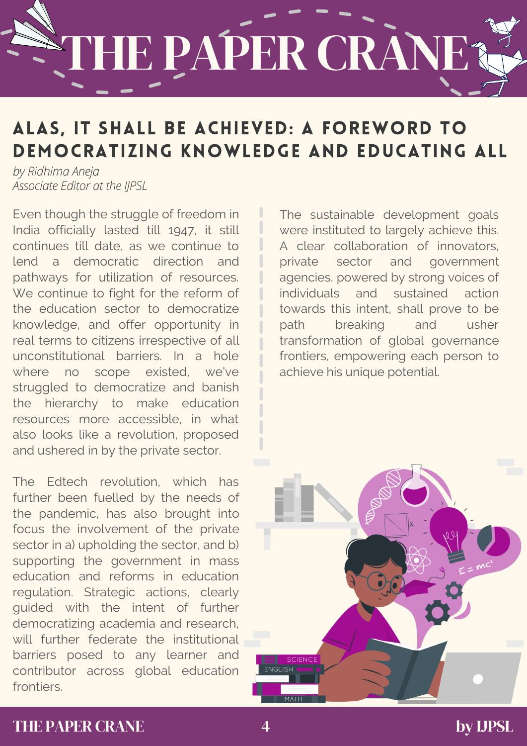# THE PAPER CRANE

## ALAS, IT SHALL BE ACHIEVED: A FOREWORD TO DEMOCRATIZING KNOWLEDGE AND EDUCATING ALL

*by Ridhima Aneja*
*Associate Editor at the IJPSL*

Even though the struggle of freedom in India officially lasted till 1947, it still continues till date, as we continue to lend a democratic direction and pathways for utilization of resources. We continue to fight for the reform of the education sector to democratize knowledge, and offer opportunity in real terms to citizens irrespective of all unconstitutional barriers. In a hole where no scope existed, we've struggled to democratize and banish the hierarchy to make education resources more accessible, in what also looks like a revolution, proposed and ushered in by the private sector.

The Edtech revolution, which has further been fuelled by the needs of the pandemic, has also brought into focus the involvement of the private sector in a) upholding the sector, and b) supporting the government in mass education and reforms in education regulation. Strategic actions, clearly guided with the intent of further democratizing academia and research, will further federate the institutional barriers posed to any learner and contributor across global education frontiers.

The sustainable development goals were instituted to largely achieve this. A clear collaboration of innovators, private sector and government agencies, powered by strong voices of individuals and sustained action towards this intent, shall prove to be path breaking and usher transformation of global governance frontiers, empowering each person to achieve his unique potential.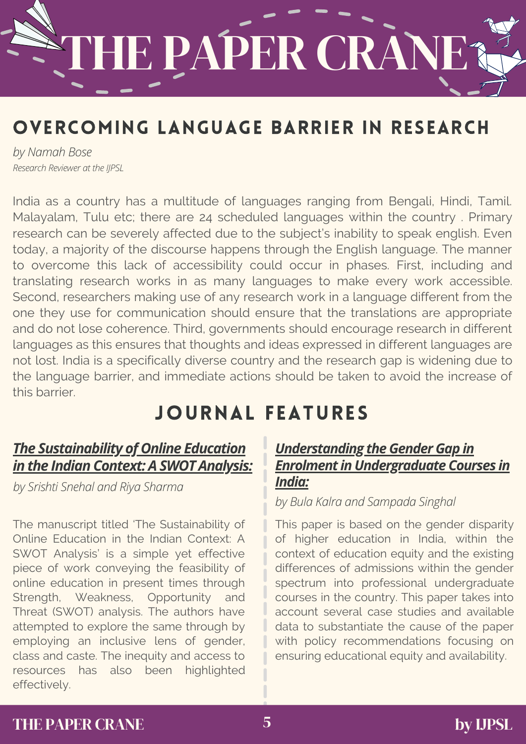# THE PAPER CRANE

## OVERCOMING LANGUAGE BARRIER IN RESEARCH

*by Namah Bose*
*Research Reviewer at the IJPSL*

India as a country has a multitude of languages ranging from Bengali, Hindi, Tamil. Malayalam, Tulu etc; there are 24 scheduled languages within the country . Primary research can be severely affected due to the subject's inability to speak english. Even today, a majority of the discourse happens through the English language. The manner to overcome this lack of accessibility could occur in phases. First, including and translating research works in as many languages to make every work accessible. Second, researchers making use of any research work in a language different from the one they use for communication should ensure that the translations are appropriate and do not lose coherence. Third, governments should encourage research in different languages as this ensures that thoughts and ideas expressed in different languages are not lost. India is a specifically diverse country and the research gap is widening due to the language barrier, and immediate actions should be taken to avoid the increase of this barrier.

## JOURNAL FEATURES

### ***The Sustainability of Online Education in the Indian Context: A SWOT Analysis:***

*by Srishti Snehal and Riya Sharma*

The manuscript titled 'The Sustainability of Online Education in the Indian Context: A SWOT Analysis' is a simple yet effective piece of work conveying the feasibility of online education in present times through Strength, Weakness, Opportunity and Threat (SWOT) analysis. The authors have attempted to explore the same through by employing an inclusive lens of gender, class and caste. The inequity and access to resources has also been highlighted effectively.

### ***Understanding the Gender Gap in Enrolment in Undergraduate Courses in India:***

*by Bula Kalra and Sampada Singhal*

This paper is based on the gender disparity of higher education in India, within the context of education equity and the existing differences of admissions within the gender spectrum into professional undergraduate courses in the country. This paper takes into account several case studies and available data to substantiate the cause of the paper with policy recommendations focusing on ensuring educational equity and availability.